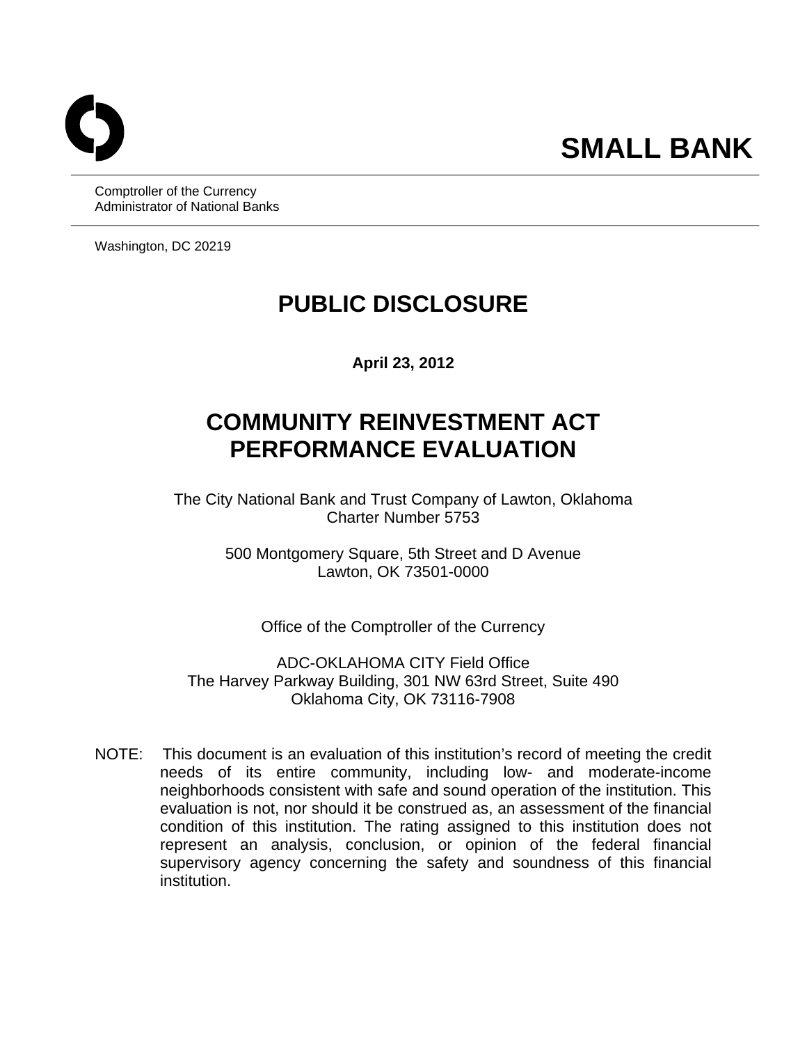**SMALL BANK**

Comptroller of the Currency
Administrator of National Banks

Washington, DC 20219

# PUBLIC DISCLOSURE

**April 23, 2012**

# COMMUNITY REINVESTMENT ACT PERFORMANCE EVALUATION

The City National Bank and Trust Company of Lawton, Oklahoma
Charter Number 5753

500 Montgomery Square, 5th Street and D Avenue
Lawton, OK 73501-0000

Office of the Comptroller of the Currency

ADC-OKLAHOMA CITY Field Office
The Harvey Parkway Building, 301 NW 63rd Street, Suite 490
Oklahoma City, OK 73116-7908

NOTE: This document is an evaluation of this institution's record of meeting the credit needs of its entire community, including low- and moderate-income neighborhoods consistent with safe and sound operation of the institution. This evaluation is not, nor should it be construed as, an assessment of the financial condition of this institution. The rating assigned to this institution does not represent an analysis, conclusion, or opinion of the federal financial supervisory agency concerning the safety and soundness of this financial institution.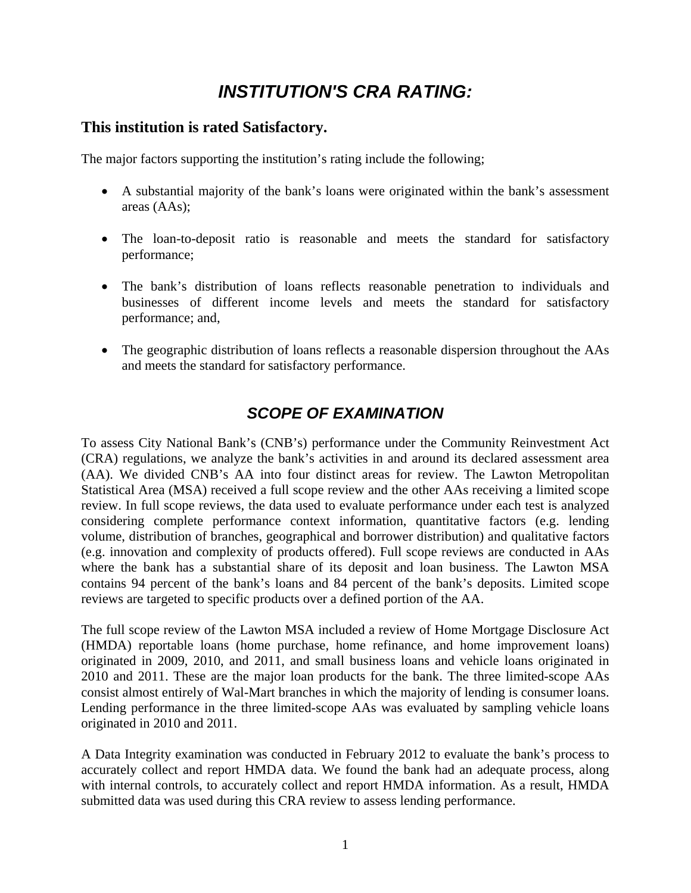# *INSTITUTION'S CRA RATING:*

## This institution is rated Satisfactory.

The major factors supporting the institution's rating include the following;

- A substantial majority of the bank's loans were originated within the bank's assessment areas (AAs);
- The loan-to-deposit ratio is reasonable and meets the standard for satisfactory performance;
- The bank's distribution of loans reflects reasonable penetration to individuals and businesses of different income levels and meets the standard for satisfactory performance; and,
- The geographic distribution of loans reflects a reasonable dispersion throughout the AAs and meets the standard for satisfactory performance.

# *SCOPE OF EXAMINATION*

To assess City National Bank's (CNB's) performance under the Community Reinvestment Act (CRA) regulations, we analyze the bank's activities in and around its declared assessment area (AA). We divided CNB's AA into four distinct areas for review. The Lawton Metropolitan Statistical Area (MSA) received a full scope review and the other AAs receiving a limited scope review. In full scope reviews, the data used to evaluate performance under each test is analyzed considering complete performance context information, quantitative factors (e.g. lending volume, distribution of branches, geographical and borrower distribution) and qualitative factors (e.g. innovation and complexity of products offered). Full scope reviews are conducted in AAs where the bank has a substantial share of its deposit and loan business. The Lawton MSA contains 94 percent of the bank's loans and 84 percent of the bank's deposits. Limited scope reviews are targeted to specific products over a defined portion of the AA.

The full scope review of the Lawton MSA included a review of Home Mortgage Disclosure Act (HMDA) reportable loans (home purchase, home refinance, and home improvement loans) originated in 2009, 2010, and 2011, and small business loans and vehicle loans originated in 2010 and 2011. These are the major loan products for the bank. The three limited-scope AAs consist almost entirely of Wal-Mart branches in which the majority of lending is consumer loans. Lending performance in the three limited-scope AAs was evaluated by sampling vehicle loans originated in 2010 and 2011.

A Data Integrity examination was conducted in February 2012 to evaluate the bank's process to accurately collect and report HMDA data. We found the bank had an adequate process, along with internal controls, to accurately collect and report HMDA information. As a result, HMDA submitted data was used during this CRA review to assess lending performance.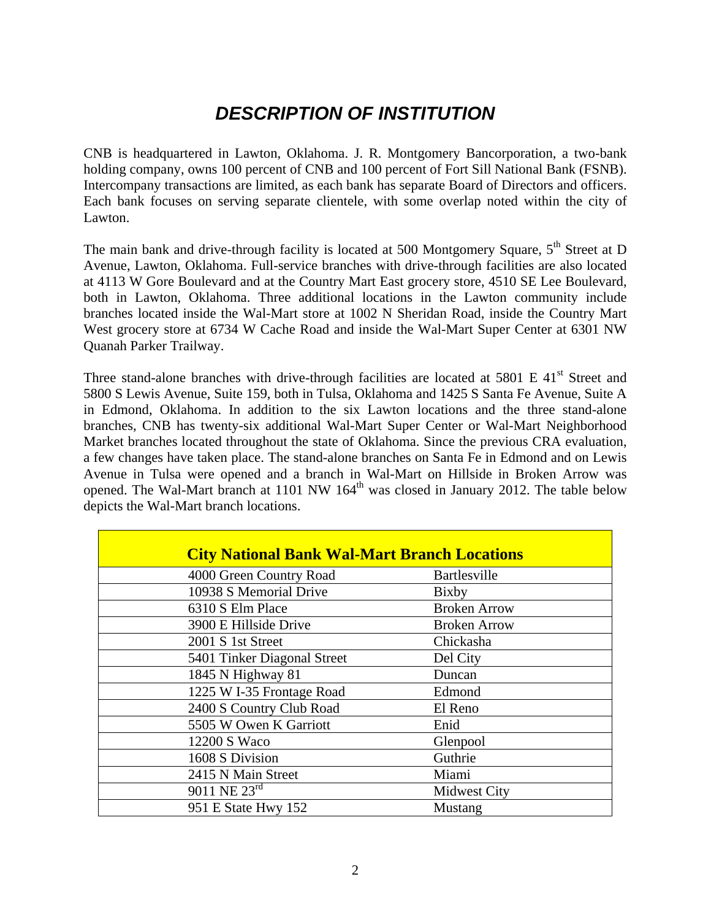# *DESCRIPTION OF INSTITUTION*

CNB is headquartered in Lawton, Oklahoma. J. R. Montgomery Bancorporation, a two-bank holding company, owns 100 percent of CNB and 100 percent of Fort Sill National Bank (FSNB). Intercompany transactions are limited, as each bank has separate Board of Directors and officers. Each bank focuses on serving separate clientele, with some overlap noted within the city of Lawton.

The main bank and drive-through facility is located at 500 Montgomery Square, 5th Street at D Avenue, Lawton, Oklahoma. Full-service branches with drive-through facilities are also located at 4113 W Gore Boulevard and at the Country Mart East grocery store, 4510 SE Lee Boulevard, both in Lawton, Oklahoma. Three additional locations in the Lawton community include branches located inside the Wal-Mart store at 1002 N Sheridan Road, inside the Country Mart West grocery store at 6734 W Cache Road and inside the Wal-Mart Super Center at 6301 NW Quanah Parker Trailway.

Three stand-alone branches with drive-through facilities are located at 5801 E 41st Street and 5800 S Lewis Avenue, Suite 159, both in Tulsa, Oklahoma and 1425 S Santa Fe Avenue, Suite A in Edmond, Oklahoma. In addition to the six Lawton locations and the three stand-alone branches, CNB has twenty-six additional Wal-Mart Super Center or Wal-Mart Neighborhood Market branches located throughout the state of Oklahoma. Since the previous CRA evaluation, a few changes have taken place. The stand-alone branches on Santa Fe in Edmond and on Lewis Avenue in Tulsa were opened and a branch in Wal-Mart on Hillside in Broken Arrow was opened. The Wal-Mart branch at 1101 NW 164th was closed in January 2012. The table below depicts the Wal-Mart branch locations.

| **City National Bank Wal-Mart Branch Locations** | |
|---|---|
| 4000 Green Country Road | Bartlesville |
| 10938 S Memorial Drive | Bixby |
| 6310 S Elm Place | Broken Arrow |
| 3900 E Hillside Drive | Broken Arrow |
| 2001 S 1st Street | Chickasha |
| 5401 Tinker Diagonal Street | Del City |
| 1845 N Highway 81 | Duncan |
| 1225 W I-35 Frontage Road | Edmond |
| 2400 S Country Club Road | El Reno |
| 5505 W Owen K Garriott | Enid |
| 12200 S Waco | Glenpool |
| 1608 S Division | Guthrie |
| 2415 N Main Street | Miami |
| 9011 NE 23rd | Midwest City |
| 951 E State Hwy 152 | Mustang |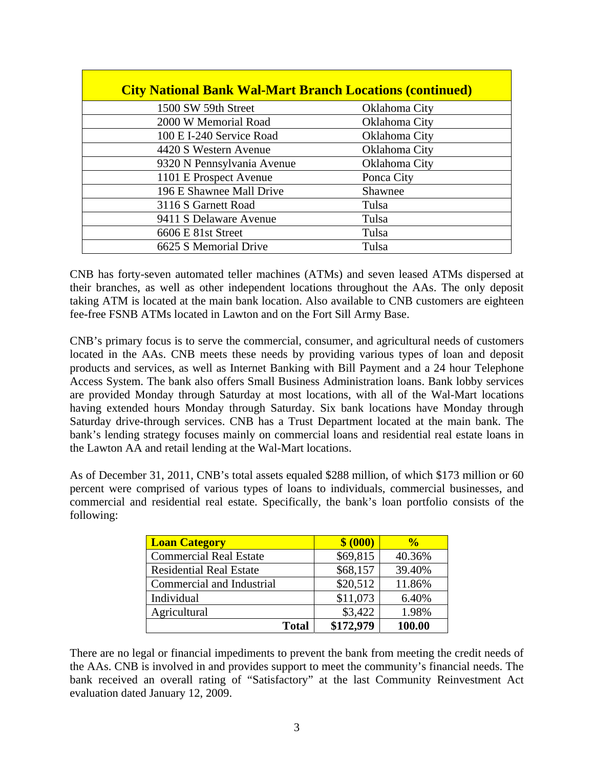| City National Bank Wal-Mart Branch Locations (continued) | |
|---|---|
| 1500 SW 59th Street | Oklahoma City |
| 2000 W Memorial Road | Oklahoma City |
| 100 E I-240 Service Road | Oklahoma City |
| 4420 S Western Avenue | Oklahoma City |
| 9320 N Pennsylvania Avenue | Oklahoma City |
| 1101 E Prospect Avenue | Ponca City |
| 196 E Shawnee Mall Drive | Shawnee |
| 3116 S Garnett Road | Tulsa |
| 9411 S Delaware Avenue | Tulsa |
| 6606 E 81st Street | Tulsa |
| 6625 S Memorial Drive | Tulsa |

CNB has forty-seven automated teller machines (ATMs) and seven leased ATMs dispersed at their branches, as well as other independent locations throughout the AAs. The only deposit taking ATM is located at the main bank location. Also available to CNB customers are eighteen fee-free FSNB ATMs located in Lawton and on the Fort Sill Army Base.

CNB's primary focus is to serve the commercial, consumer, and agricultural needs of customers located in the AAs. CNB meets these needs by providing various types of loan and deposit products and services, as well as Internet Banking with Bill Payment and a 24 hour Telephone Access System. The bank also offers Small Business Administration loans. Bank lobby services are provided Monday through Saturday at most locations, with all of the Wal-Mart locations having extended hours Monday through Saturday. Six bank locations have Monday through Saturday drive-through services. CNB has a Trust Department located at the main bank. The bank's lending strategy focuses mainly on commercial loans and residential real estate loans in the Lawton AA and retail lending at the Wal-Mart locations.

As of December 31, 2011, CNB's total assets equaled $288 million, of which $173 million or 60 percent were comprised of various types of loans to individuals, commercial businesses, and commercial and residential real estate. Specifically, the bank's loan portfolio consists of the following:

| Loan Category | $ (000) | % |
|---|---|---|
| Commercial Real Estate | $69,815 | 40.36% |
| Residential Real Estate | $68,157 | 39.40% |
| Commercial and Industrial | $20,512 | 11.86% |
| Individual | $11,073 | 6.40% |
| Agricultural | $3,422 | 1.98% |
| **Total** | **$172,979** | **100.00** |

There are no legal or financial impediments to prevent the bank from meeting the credit needs of the AAs. CNB is involved in and provides support to meet the community's financial needs. The bank received an overall rating of "Satisfactory" at the last Community Reinvestment Act evaluation dated January 12, 2009.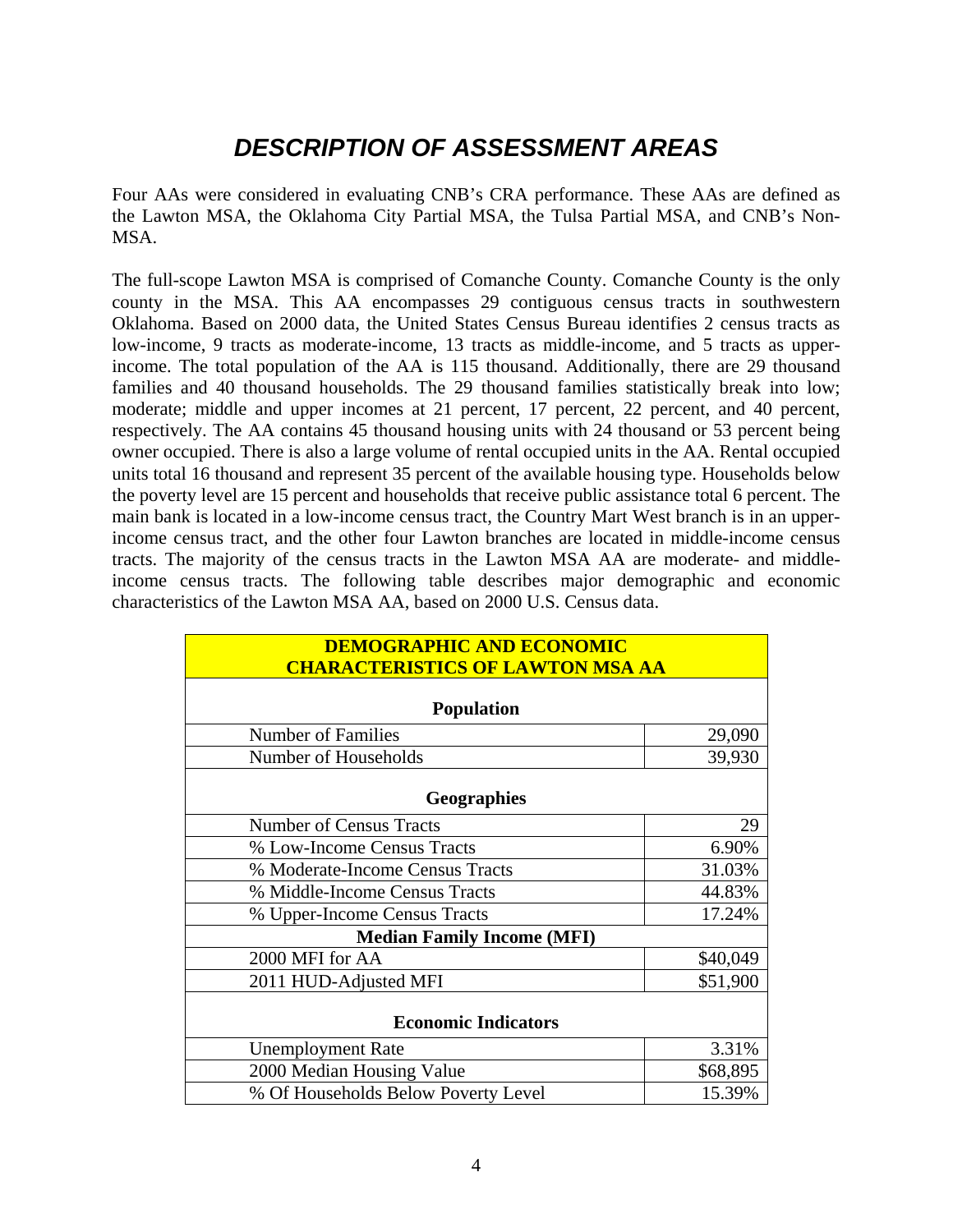# *DESCRIPTION OF ASSESSMENT AREAS*

Four AAs were considered in evaluating CNB's CRA performance. These AAs are defined as the Lawton MSA, the Oklahoma City Partial MSA, the Tulsa Partial MSA, and CNB's Non-MSA.

The full-scope Lawton MSA is comprised of Comanche County. Comanche County is the only county in the MSA. This AA encompasses 29 contiguous census tracts in southwestern Oklahoma. Based on 2000 data, the United States Census Bureau identifies 2 census tracts as low-income, 9 tracts as moderate-income, 13 tracts as middle-income, and 5 tracts as upper-income. The total population of the AA is 115 thousand. Additionally, there are 29 thousand families and 40 thousand households. The 29 thousand families statistically break into low; moderate; middle and upper incomes at 21 percent, 17 percent, 22 percent, and 40 percent, respectively. The AA contains 45 thousand housing units with 24 thousand or 53 percent being owner occupied. There is also a large volume of rental occupied units in the AA. Rental occupied units total 16 thousand and represent 35 percent of the available housing type. Households below the poverty level are 15 percent and households that receive public assistance total 6 percent. The main bank is located in a low-income census tract, the Country Mart West branch is in an upper-income census tract, and the other four Lawton branches are located in middle-income census tracts. The majority of the census tracts in the Lawton MSA AA are moderate- and middle-income census tracts. The following table describes major demographic and economic characteristics of the Lawton MSA AA, based on 2000 U.S. Census data.

| DEMOGRAPHIC AND ECONOMIC CHARACTERISTICS OF LAWTON MSA AA | |
|---|---|
| **Population** | |
| Number of Families | 29,090 |
| Number of Households | 39,930 |
| **Geographies** | |
| Number of Census Tracts | 29 |
| % Low-Income Census Tracts | 6.90% |
| % Moderate-Income Census Tracts | 31.03% |
| % Middle-Income Census Tracts | 44.83% |
| % Upper-Income Census Tracts | 17.24% |
| **Median Family Income (MFI)** | |
| 2000 MFI for AA | $40,049 |
| 2011 HUD-Adjusted MFI | $51,900 |
| **Economic Indicators** | |
| Unemployment Rate | 3.31% |
| 2000 Median Housing Value | $68,895 |
| % Of Households Below Poverty Level | 15.39% |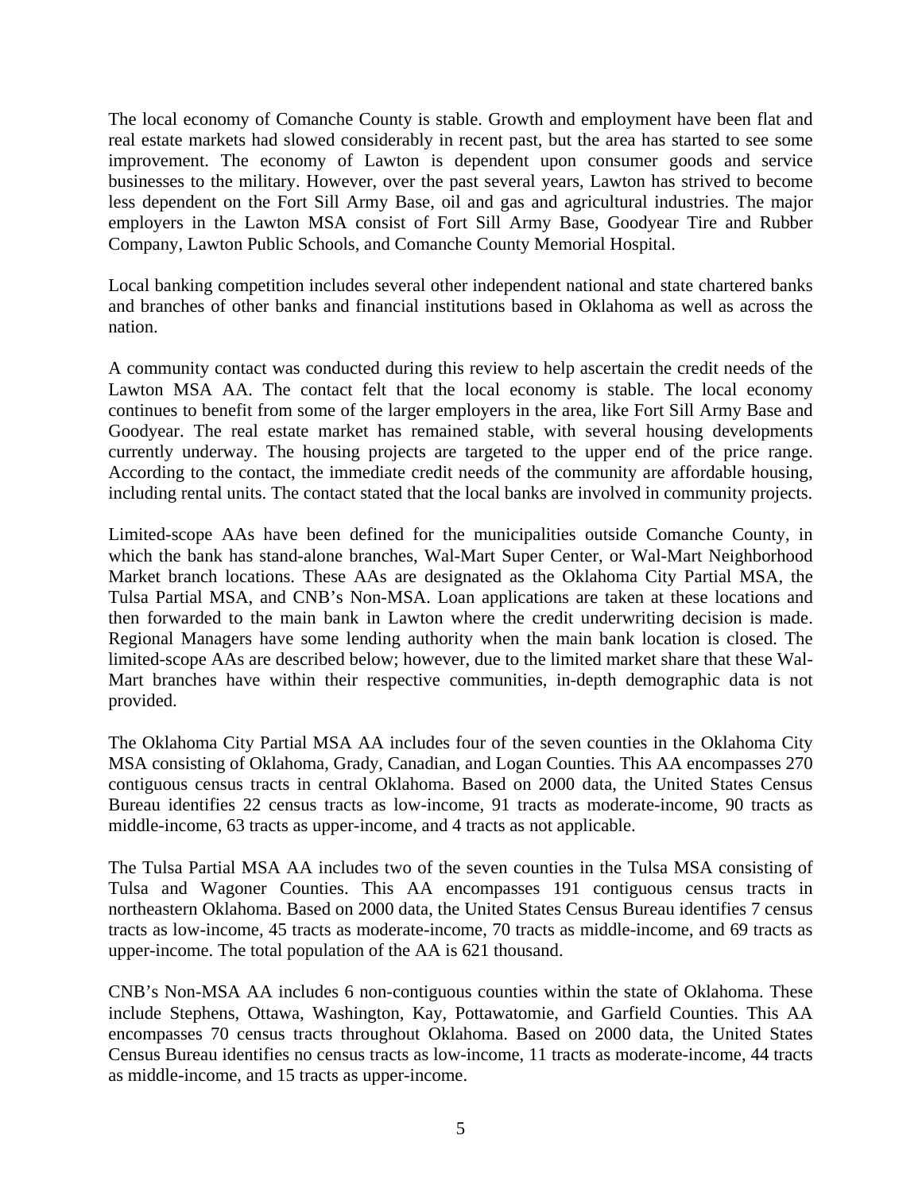The local economy of Comanche County is stable. Growth and employment have been flat and real estate markets had slowed considerably in recent past, but the area has started to see some improvement. The economy of Lawton is dependent upon consumer goods and service businesses to the military. However, over the past several years, Lawton has strived to become less dependent on the Fort Sill Army Base, oil and gas and agricultural industries. The major employers in the Lawton MSA consist of Fort Sill Army Base, Goodyear Tire and Rubber Company, Lawton Public Schools, and Comanche County Memorial Hospital.

Local banking competition includes several other independent national and state chartered banks and branches of other banks and financial institutions based in Oklahoma as well as across the nation.

A community contact was conducted during this review to help ascertain the credit needs of the Lawton MSA AA. The contact felt that the local economy is stable. The local economy continues to benefit from some of the larger employers in the area, like Fort Sill Army Base and Goodyear. The real estate market has remained stable, with several housing developments currently underway. The housing projects are targeted to the upper end of the price range. According to the contact, the immediate credit needs of the community are affordable housing, including rental units. The contact stated that the local banks are involved in community projects.

Limited-scope AAs have been defined for the municipalities outside Comanche County, in which the bank has stand-alone branches, Wal-Mart Super Center, or Wal-Mart Neighborhood Market branch locations. These AAs are designated as the Oklahoma City Partial MSA, the Tulsa Partial MSA, and CNB's Non-MSA. Loan applications are taken at these locations and then forwarded to the main bank in Lawton where the credit underwriting decision is made. Regional Managers have some lending authority when the main bank location is closed. The limited-scope AAs are described below; however, due to the limited market share that these Wal-Mart branches have within their respective communities, in-depth demographic data is not provided.

The Oklahoma City Partial MSA AA includes four of the seven counties in the Oklahoma City MSA consisting of Oklahoma, Grady, Canadian, and Logan Counties. This AA encompasses 270 contiguous census tracts in central Oklahoma. Based on 2000 data, the United States Census Bureau identifies 22 census tracts as low-income, 91 tracts as moderate-income, 90 tracts as middle-income, 63 tracts as upper-income, and 4 tracts as not applicable.

The Tulsa Partial MSA AA includes two of the seven counties in the Tulsa MSA consisting of Tulsa and Wagoner Counties. This AA encompasses 191 contiguous census tracts in northeastern Oklahoma. Based on 2000 data, the United States Census Bureau identifies 7 census tracts as low-income, 45 tracts as moderate-income, 70 tracts as middle-income, and 69 tracts as upper-income. The total population of the AA is 621 thousand.

CNB's Non-MSA AA includes 6 non-contiguous counties within the state of Oklahoma. These include Stephens, Ottawa, Washington, Kay, Pottawatomie, and Garfield Counties. This AA encompasses 70 census tracts throughout Oklahoma. Based on 2000 data, the United States Census Bureau identifies no census tracts as low-income, 11 tracts as moderate-income, 44 tracts as middle-income, and 15 tracts as upper-income.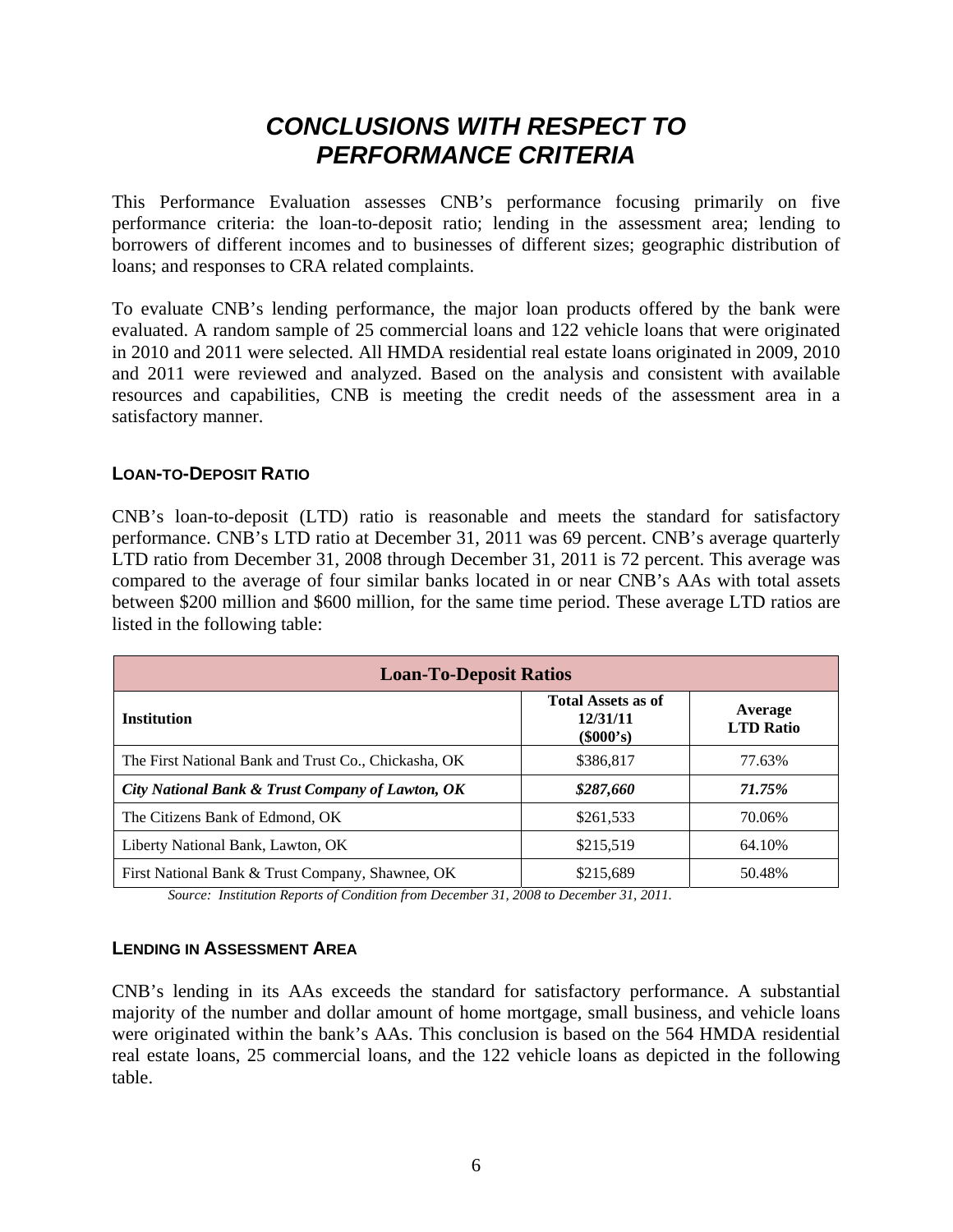# *CONCLUSIONS WITH RESPECT TO PERFORMANCE CRITERIA*

This Performance Evaluation assesses CNB's performance focusing primarily on five performance criteria: the loan-to-deposit ratio; lending in the assessment area; lending to borrowers of different incomes and to businesses of different sizes; geographic distribution of loans; and responses to CRA related complaints.

To evaluate CNB's lending performance, the major loan products offered by the bank were evaluated. A random sample of 25 commercial loans and 122 vehicle loans that were originated in 2010 and 2011 were selected. All HMDA residential real estate loans originated in 2009, 2010 and 2011 were reviewed and analyzed. Based on the analysis and consistent with available resources and capabilities, CNB is meeting the credit needs of the assessment area in a satisfactory manner.

### LOAN-TO-DEPOSIT RATIO

CNB's loan-to-deposit (LTD) ratio is reasonable and meets the standard for satisfactory performance. CNB's LTD ratio at December 31, 2011 was 69 percent. CNB's average quarterly LTD ratio from December 31, 2008 through December 31, 2011 is 72 percent. This average was compared to the average of four similar banks located in or near CNB's AAs with total assets between $200 million and $600 million, for the same time period. These average LTD ratios are listed in the following table:

| Loan-To-Deposit Ratios | | |
|---|---|---|
| **Institution** | **Total Assets as of 12/31/11 ($000's)** | **Average LTD Ratio** |
| The First National Bank and Trust Co., Chickasha, OK | $386,817 | 77.63% |
| ***City National Bank & Trust Company of Lawton, OK*** | ***$287,660*** | ***71.75%*** |
| The Citizens Bank of Edmond, OK | $261,533 | 70.06% |
| Liberty National Bank, Lawton, OK | $215,519 | 64.10% |
| First National Bank & Trust Company, Shawnee, OK | $215,689 | 50.48% |

*Source: Institution Reports of Condition from December 31, 2008 to December 31, 2011.*

### LENDING IN ASSESSMENT AREA

CNB's lending in its AAs exceeds the standard for satisfactory performance. A substantial majority of the number and dollar amount of home mortgage, small business, and vehicle loans were originated within the bank's AAs. This conclusion is based on the 564 HMDA residential real estate loans, 25 commercial loans, and the 122 vehicle loans as depicted in the following table.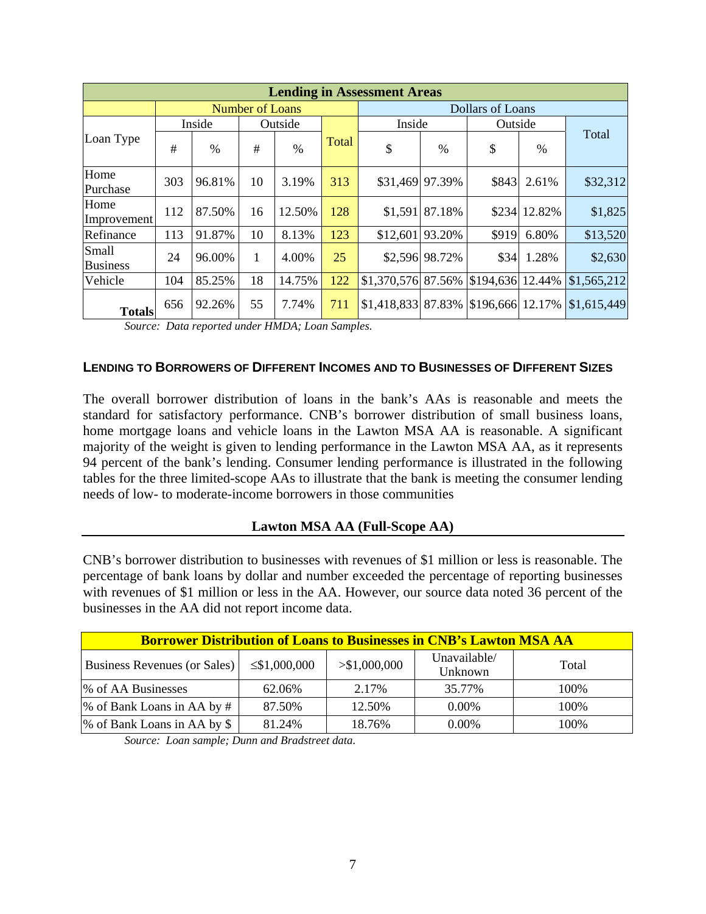| Lending in Assessment Areas | | | | | | | | | | |
|---|---|---|---|---|---|---|---|---|---|---|
| | Number of Loans | | | | | Dollars of Loans | | | | |
| Loan Type | Inside | | Outside | | Total | Inside | | Outside | | Total |
| | # | % | # | % | | $ | % | $ | % | |
| Home Purchase | 303 | 96.81% | 10 | 3.19% | 313 | $31,469 | 97.39% | $843 | 2.61% | $32,312 |
| Home Improvement | 112 | 87.50% | 16 | 12.50% | 128 | $1,591 | 87.18% | $234 | 12.82% | $1,825 |
| Refinance | 113 | 91.87% | 10 | 8.13% | 123 | $12,601 | 93.20% | $919 | 6.80% | $13,520 |
| Small Business | 24 | 96.00% | 1 | 4.00% | 25 | $2,596 | 98.72% | $34 | 1.28% | $2,630 |
| Vehicle | 104 | 85.25% | 18 | 14.75% | 122 | $1,370,576 | 87.56% | $194,636 | 12.44% | $1,565,212 |
| **Totals** | 656 | 92.26% | 55 | 7.74% | 711 | $1,418,833 | 87.83% | $196,666 | 12.17% | $1,615,449 |

*Source: Data reported under HMDA; Loan Samples.*

### LENDING TO BORROWERS OF DIFFERENT INCOMES AND TO BUSINESSES OF DIFFERENT SIZES

The overall borrower distribution of loans in the bank's AAs is reasonable and meets the standard for satisfactory performance. CNB's borrower distribution of small business loans, home mortgage loans and vehicle loans in the Lawton MSA AA is reasonable. A significant majority of the weight is given to lending performance in the Lawton MSA AA, as it represents 94 percent of the bank's lending. Consumer lending performance is illustrated in the following tables for the three limited-scope AAs to illustrate that the bank is meeting the consumer lending needs of low- to moderate-income borrowers in those communities

#### Lawton MSA AA (Full-Scope AA)

CNB's borrower distribution to businesses with revenues of $1 million or less is reasonable. The percentage of bank loans by dollar and number exceeded the percentage of reporting businesses with revenues of $1 million or less in the AA. However, our source data noted 36 percent of the businesses in the AA did not report income data.

| Borrower Distribution of Loans to Businesses in CNB's Lawton MSA AA | | | | |
|---|---|---|---|---|
| Business Revenues (or Sales) | ≤$1,000,000 | >$1,000,000 | Unavailable/ Unknown | Total |
| % of AA Businesses | 62.06% | 2.17% | 35.77% | 100% |
| % of Bank Loans in AA by # | 87.50% | 12.50% | 0.00% | 100% |
| % of Bank Loans in AA by $ | 81.24% | 18.76% | 0.00% | 100% |

*Source: Loan sample; Dunn and Bradstreet data.*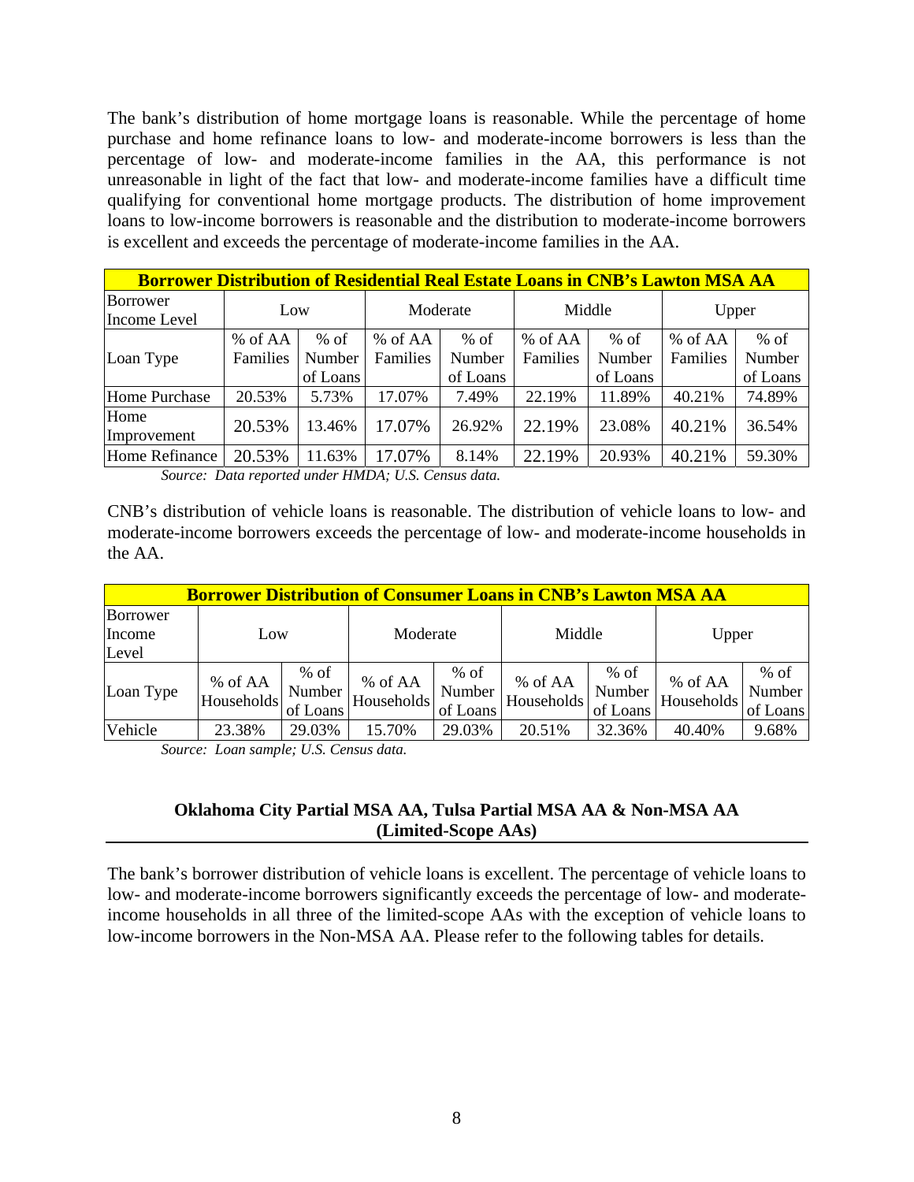The bank's distribution of home mortgage loans is reasonable. While the percentage of home purchase and home refinance loans to low- and moderate-income borrowers is less than the percentage of low- and moderate-income families in the AA, this performance is not unreasonable in light of the fact that low- and moderate-income families have a difficult time qualifying for conventional home mortgage products. The distribution of home improvement loans to low-income borrowers is reasonable and the distribution to moderate-income borrowers is excellent and exceeds the percentage of moderate-income families in the AA.

| **Borrower Distribution of Residential Real Estate Loans in CNB's Lawton MSA AA** | | | | | | | | |
|---|---|---|---|---|---|---|---|---|
| Borrower Income Level | Low | | Moderate | | Middle | | Upper | |
| Loan Type | % of AA Families | % of Number of Loans | % of AA Families | % of Number of Loans | % of AA Families | % of Number of Loans | % of AA Families | % of Number of Loans |
| Home Purchase | 20.53% | 5.73% | 17.07% | 7.49% | 22.19% | 11.89% | 40.21% | 74.89% |
| Home Improvement | 20.53% | 13.46% | 17.07% | 26.92% | 22.19% | 23.08% | 40.21% | 36.54% |
| Home Refinance | 20.53% | 11.63% | 17.07% | 8.14% | 22.19% | 20.93% | 40.21% | 59.30% |

*Source: Data reported under HMDA; U.S. Census data.*

CNB's distribution of vehicle loans is reasonable. The distribution of vehicle loans to low- and moderate-income borrowers exceeds the percentage of low- and moderate-income households in the AA.

| **Borrower Distribution of Consumer Loans in CNB's Lawton MSA AA** | | | | | | | | |
|---|---|---|---|---|---|---|---|---|
| Borrower Income Level | Low | | Moderate | | Middle | | Upper | |
| Loan Type | % of AA Households | % of Number of Loans | % of AA Households | % of Number of Loans | % of AA Households | % of Number of Loans | % of AA Households | % of Number of Loans |
| Vehicle | 23.38% | 29.03% | 15.70% | 29.03% | 20.51% | 32.36% | 40.40% | 9.68% |

*Source: Loan sample; U.S. Census data.*

## Oklahoma City Partial MSA AA, Tulsa Partial MSA AA & Non-MSA AA (Limited-Scope AAs)

The bank's borrower distribution of vehicle loans is excellent. The percentage of vehicle loans to low- and moderate-income borrowers significantly exceeds the percentage of low- and moderate-income households in all three of the limited-scope AAs with the exception of vehicle loans to low-income borrowers in the Non-MSA AA. Please refer to the following tables for details.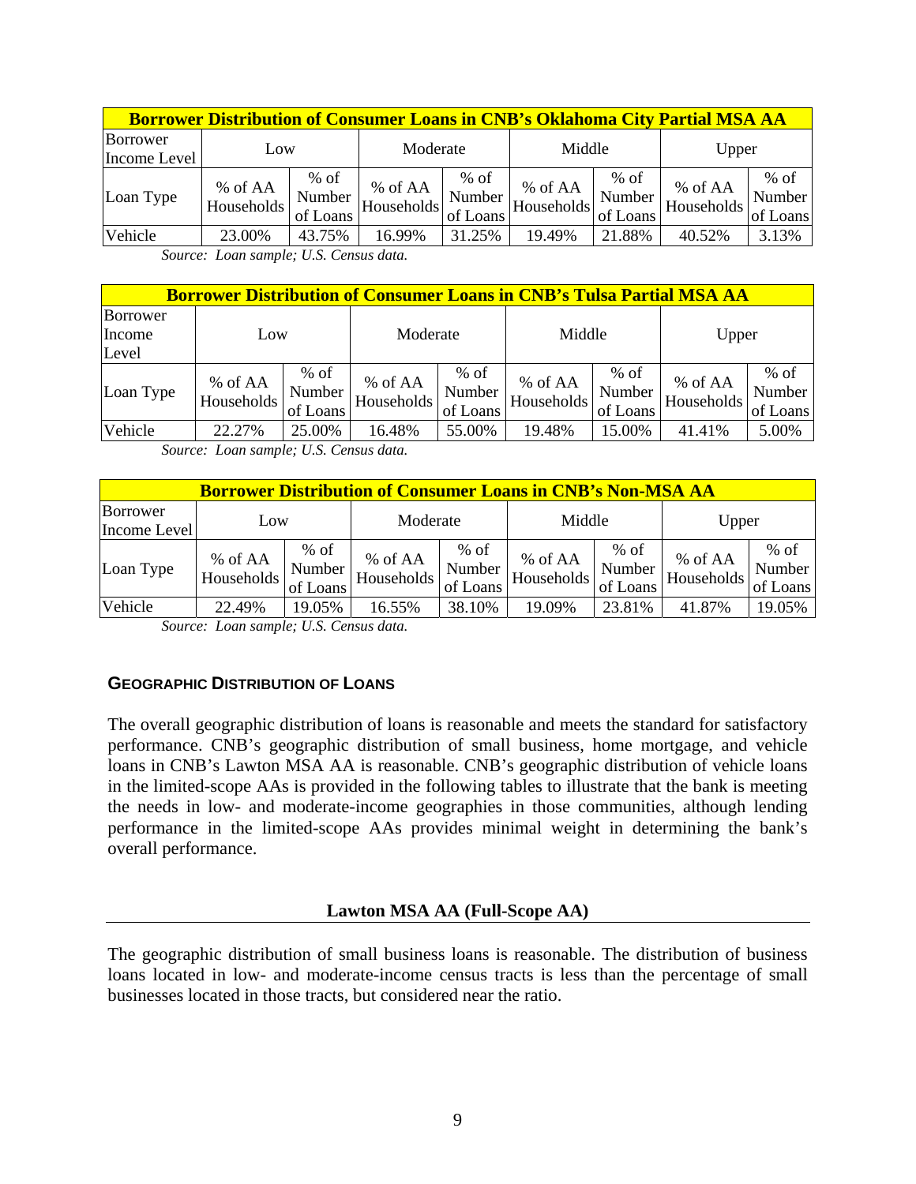| Borrower Distribution of Consumer Loans in CNB's Oklahoma City Partial MSA AA | | | | | | | | |
|---|---|---|---|---|---|---|---|---|
| Borrower Income Level | Low | | Moderate | | Middle | | Upper | |
| Loan Type | % of AA Households | % of Number of Loans | % of AA Households | % of Number of Loans | % of AA Households | % of Number of Loans | % of AA Households | % of Number of Loans |
| Vehicle | 23.00% | 43.75% | 16.99% | 31.25% | 19.49% | 21.88% | 40.52% | 3.13% |

*Source: Loan sample; U.S. Census data.*

| Borrower Distribution of Consumer Loans in CNB's Tulsa Partial MSA AA | | | | | | | | |
|---|---|---|---|---|---|---|---|---|
| Borrower Income Level | Low | | Moderate | | Middle | | Upper | |
| Loan Type | % of AA Households | % of Number of Loans | % of AA Households | % of Number of Loans | % of AA Households | % of Number of Loans | % of AA Households | % of Number of Loans |
| Vehicle | 22.27% | 25.00% | 16.48% | 55.00% | 19.48% | 15.00% | 41.41% | 5.00% |

*Source: Loan sample; U.S. Census data.*

| Borrower Distribution of Consumer Loans in CNB's Non-MSA AA | | | | | | | | |
|---|---|---|---|---|---|---|---|---|
| Borrower Income Level | Low | | Moderate | | Middle | | Upper | |
| Loan Type | % of AA Households | % of Number of Loans | % of AA Households | % of Number of Loans | % of AA Households | % of Number of Loans | % of AA Households | % of Number of Loans |
| Vehicle | 22.49% | 19.05% | 16.55% | 38.10% | 19.09% | 23.81% | 41.87% | 19.05% |

*Source: Loan sample; U.S. Census data.*

### GEOGRAPHIC DISTRIBUTION OF LOANS

The overall geographic distribution of loans is reasonable and meets the standard for satisfactory performance. CNB's geographic distribution of small business, home mortgage, and vehicle loans in CNB's Lawton MSA AA is reasonable. CNB's geographic distribution of vehicle loans in the limited-scope AAs is provided in the following tables to illustrate that the bank is meeting the needs in low- and moderate-income geographies in those communities, although lending performance in the limited-scope AAs provides minimal weight in determining the bank's overall performance.

#### Lawton MSA AA (Full-Scope AA)

The geographic distribution of small business loans is reasonable. The distribution of business loans located in low- and moderate-income census tracts is less than the percentage of small businesses located in those tracts, but considered near the ratio.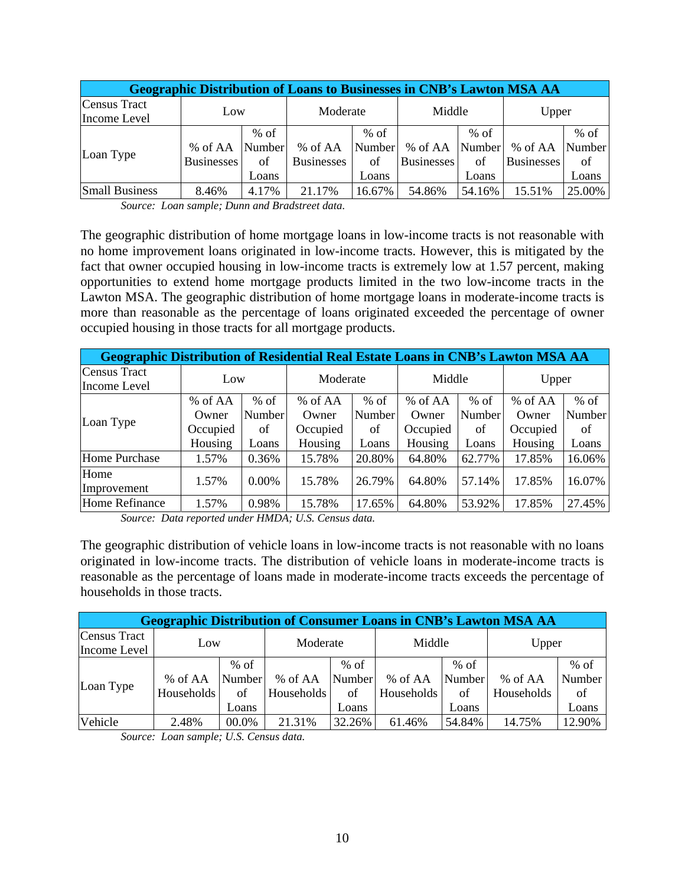| Geographic Distribution of Loans to Businesses in CNB's Lawton MSA AA | | | | | | | | |
|---|---|---|---|---|---|---|---|---|
| Census Tract Income Level | Low | | Moderate | | Middle | | Upper | |
| Loan Type | % of AA Businesses | % of Number of Loans | % of AA Businesses | % of Number of Loans | % of AA Businesses | % of Number of Loans | % of AA Businesses | % of Number of Loans |
| Small Business | 8.46% | 4.17% | 21.17% | 16.67% | 54.86% | 54.16% | 15.51% | 25.00% |

*Source: Loan sample; Dunn and Bradstreet data.*

The geographic distribution of home mortgage loans in low-income tracts is not reasonable with no home improvement loans originated in low-income tracts. However, this is mitigated by the fact that owner occupied housing in low-income tracts is extremely low at 1.57 percent, making opportunities to extend home mortgage products limited in the two low-income tracts in the Lawton MSA. The geographic distribution of home mortgage loans in moderate-income tracts is more than reasonable as the percentage of loans originated exceeded the percentage of owner occupied housing in those tracts for all mortgage products.

| Geographic Distribution of Residential Real Estate Loans in CNB's Lawton MSA AA | | | | | | | | |
|---|---|---|---|---|---|---|---|---|
| Census Tract Income Level | Low | | Moderate | | Middle | | Upper | |
| Loan Type | % of AA Owner Occupied Housing | % of Number of Loans | % of AA Owner Occupied Housing | % of Number of Loans | % of AA Owner Occupied Housing | % of Number of Loans | % of AA Owner Occupied Housing | % of Number of Loans |
| Home Purchase | 1.57% | 0.36% | 15.78% | 20.80% | 64.80% | 62.77% | 17.85% | 16.06% |
| Home Improvement | 1.57% | 0.00% | 15.78% | 26.79% | 64.80% | 57.14% | 17.85% | 16.07% |
| Home Refinance | 1.57% | 0.98% | 15.78% | 17.65% | 64.80% | 53.92% | 17.85% | 27.45% |

*Source: Data reported under HMDA; U.S. Census data.*

The geographic distribution of vehicle loans in low-income tracts is not reasonable with no loans originated in low-income tracts. The distribution of vehicle loans in moderate-income tracts is reasonable as the percentage of loans made in moderate-income tracts exceeds the percentage of households in those tracts.

| Geographic Distribution of Consumer Loans in CNB's Lawton MSA AA | | | | | | | | |
|---|---|---|---|---|---|---|---|---|
| Census Tract Income Level | Low | | Moderate | | Middle | | Upper | |
| Loan Type | % of AA Households | % of Number of Loans | % of AA Households | % of Number of Loans | % of AA Households | % of Number of Loans | % of AA Households | % of Number of Loans |
| Vehicle | 2.48% | 00.0% | 21.31% | 32.26% | 61.46% | 54.84% | 14.75% | 12.90% |

*Source: Loan sample; U.S. Census data.*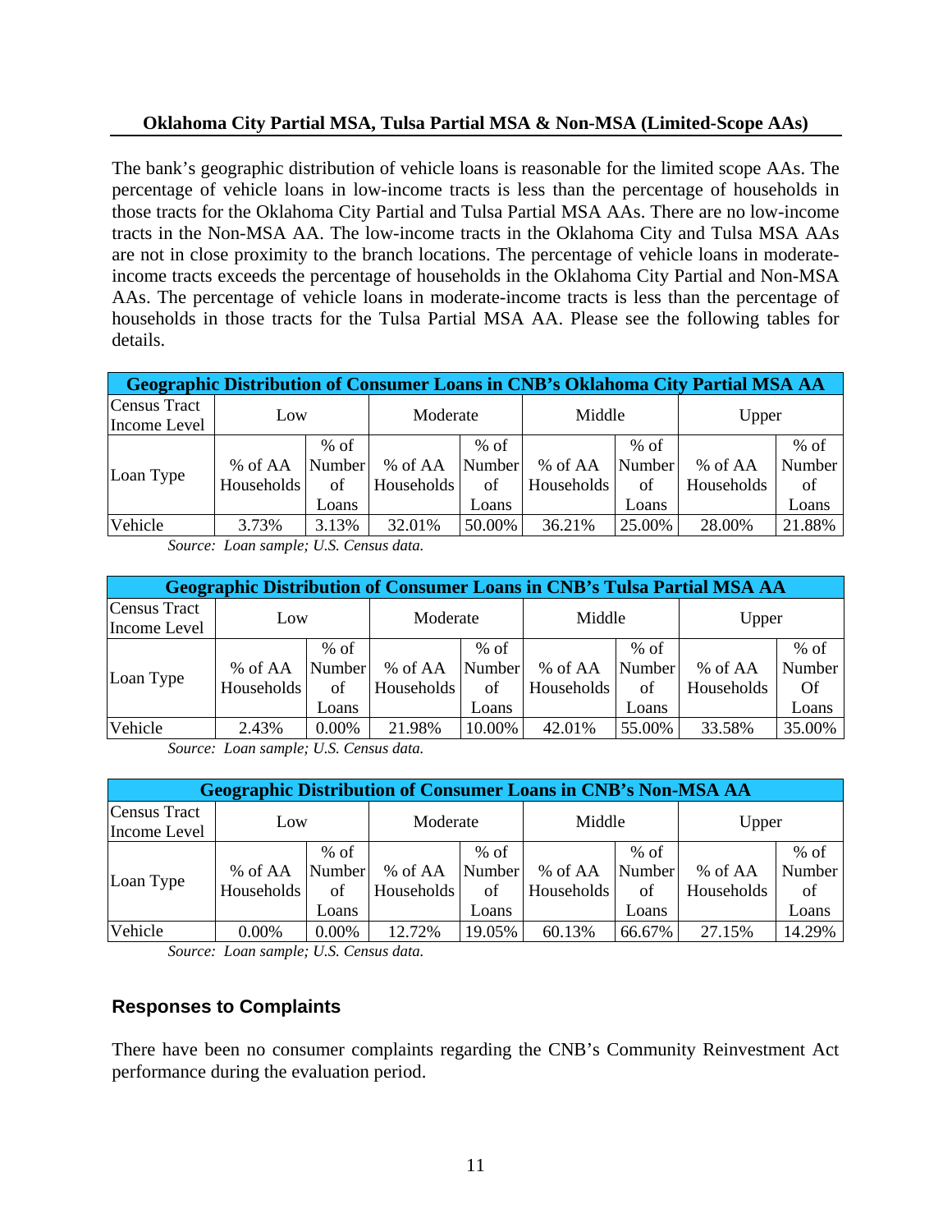### Oklahoma City Partial MSA, Tulsa Partial MSA & Non-MSA (Limited-Scope AAs)

The bank's geographic distribution of vehicle loans is reasonable for the limited scope AAs. The percentage of vehicle loans in low-income tracts is less than the percentage of households in those tracts for the Oklahoma City Partial and Tulsa Partial MSA AAs. There are no low-income tracts in the Non-MSA AA. The low-income tracts in the Oklahoma City and Tulsa MSA AAs are not in close proximity to the branch locations. The percentage of vehicle loans in moderate-income tracts exceeds the percentage of households in the Oklahoma City Partial and Non-MSA AAs. The percentage of vehicle loans in moderate-income tracts is less than the percentage of households in those tracts for the Tulsa Partial MSA AA. Please see the following tables for details.

| Geographic Distribution of Consumer Loans in CNB's Oklahoma City Partial MSA AA | | | | | | | | |
|---|---|---|---|---|---|---|---|---|
| Census Tract Income Level | Low | | Moderate | | Middle | | Upper | |
| Loan Type | % of AA Households | % of Number of Loans | % of AA Households | % of Number of Loans | % of AA Households | % of Number of Loans | % of AA Households | % of Number of Loans |
| Vehicle | 3.73% | 3.13% | 32.01% | 50.00% | 36.21% | 25.00% | 28.00% | 21.88% |

*Source: Loan sample; U.S. Census data.*

| Geographic Distribution of Consumer Loans in CNB's Tulsa Partial MSA AA | | | | | | | | |
|---|---|---|---|---|---|---|---|---|
| Census Tract Income Level | Low | | Moderate | | Middle | | Upper | |
| Loan Type | % of AA Households | % of Number of Loans | % of AA Households | % of Number of Loans | % of AA Households | % of Number of Loans | % of AA Households | % of Number Of Loans |
| Vehicle | 2.43% | 0.00% | 21.98% | 10.00% | 42.01% | 55.00% | 33.58% | 35.00% |

*Source: Loan sample; U.S. Census data.*

| Geographic Distribution of Consumer Loans in CNB's Non-MSA AA | | | | | | | | |
|---|---|---|---|---|---|---|---|---|
| Census Tract Income Level | Low | | Moderate | | Middle | | Upper | |
| Loan Type | % of AA Households | % of Number of Loans | % of AA Households | % of Number of Loans | % of AA Households | % of Number of Loans | % of AA Households | % of Number of Loans |
| Vehicle | 0.00% | 0.00% | 12.72% | 19.05% | 60.13% | 66.67% | 27.15% | 14.29% |

*Source: Loan sample; U.S. Census data.*

## Responses to Complaints

There have been no consumer complaints regarding the CNB's Community Reinvestment Act performance during the evaluation period.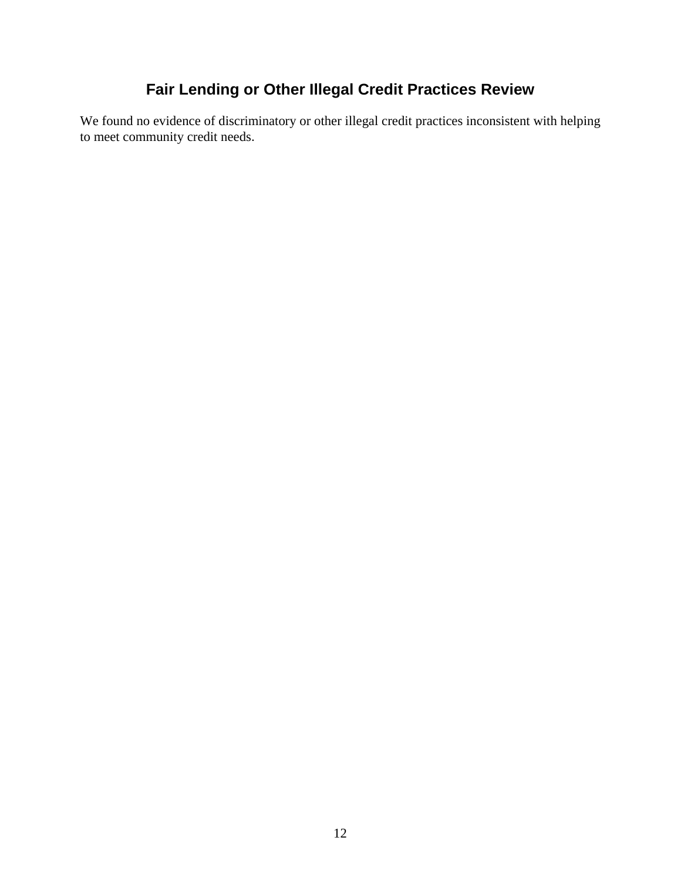## Fair Lending or Other Illegal Credit Practices Review

We found no evidence of discriminatory or other illegal credit practices inconsistent with helping to meet community credit needs.